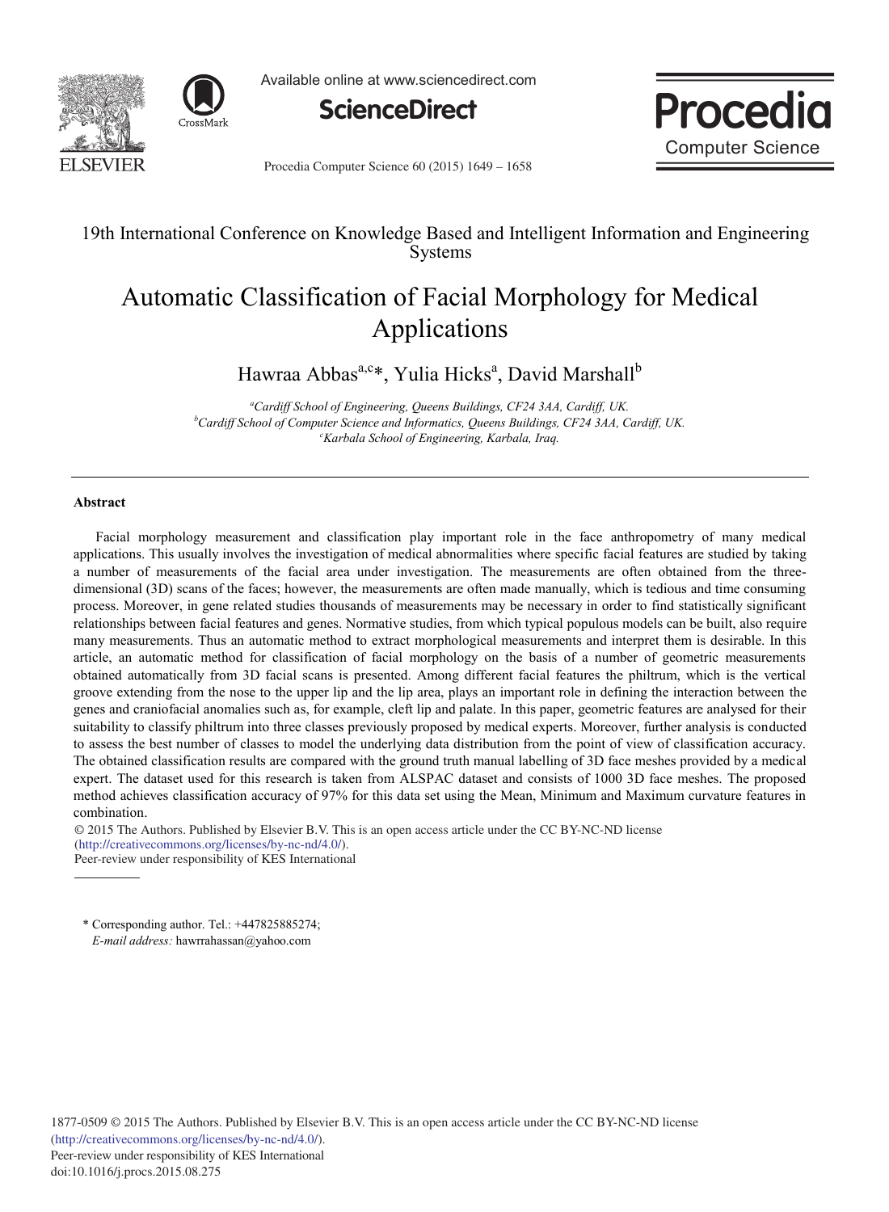19th International Conference on Knowledge Based and Intelligent Information and Engineering Systems

# Automatic Classification of Facial Morphology for Medical Applications

Hawraa Abbas[a,c]*, Yulia Hicks[a], David Marshall[b]

[a]*Cardiff School of Engineering, Queens Buildings, CF24 3AA, Cardiff, UK.*
[b]*Cardiff School of Computer Science and Informatics, Queens Buildings, CF24 3AA, Cardiff, UK.*
[c]*Karbala School of Engineering, Karbala, Iraq.*

## Abstract

Facial morphology measurement and classification play important role in the face anthropometry of many medical applications. This usually involves the investigation of medical abnormalities where specific facial features are studied by taking a number of measurements of the facial area under investigation. The measurements are often obtained from the three-dimensional (3D) scans of the faces; however, the measurements are often made manually, which is tedious and time consuming process. Moreover, in gene related studies thousands of measurements may be necessary in order to find statistically significant relationships between facial features and genes. Normative studies, from which typical populous models can be built, also require many measurements. Thus an automatic method to extract morphological measurements and interpret them is desirable. In this article, an automatic method for classification of facial morphology on the basis of a number of geometric measurements obtained automatically from 3D facial scans is presented. Among different facial features the philtrum, which is the vertical groove extending from the nose to the upper lip and the lip area, plays an important role in defining the interaction between the genes and craniofacial anomalies such as, for example, cleft lip and palate. In this paper, geometric features are analysed for their suitability to classify philtrum into three classes previously proposed by medical experts. Moreover, further analysis is conducted to assess the best number of classes to model the underlying data distribution from the point of view of classification accuracy. The obtained classification results are compared with the ground truth manual labelling of 3D face meshes provided by a medical expert. The dataset used for this research is taken from ALSPAC dataset and consists of 1000 3D face meshes. The proposed method achieves classification accuracy of 97% for this data set using the Mean, Minimum and Maximum curvature features in combination.

© 2015 The Authors. Published by Elsevier B.V. This is an open access article under the CC BY-NC-ND license (http://creativecommons.org/licenses/by-nc-nd/4.0/).
Peer-review under responsibility of KES International

\* Corresponding author. Tel.: +447825885274;
*E-mail address:* hawrrahassan@yahoo.com

1877-0509 © 2015 The Authors. Published by Elsevier B.V. This is an open access article under the CC BY-NC-ND license (http://creativecommons.org/licenses/by-nc-nd/4.0/).
Peer-review under responsibility of KES International
doi:10.1016/j.procs.2015.08.275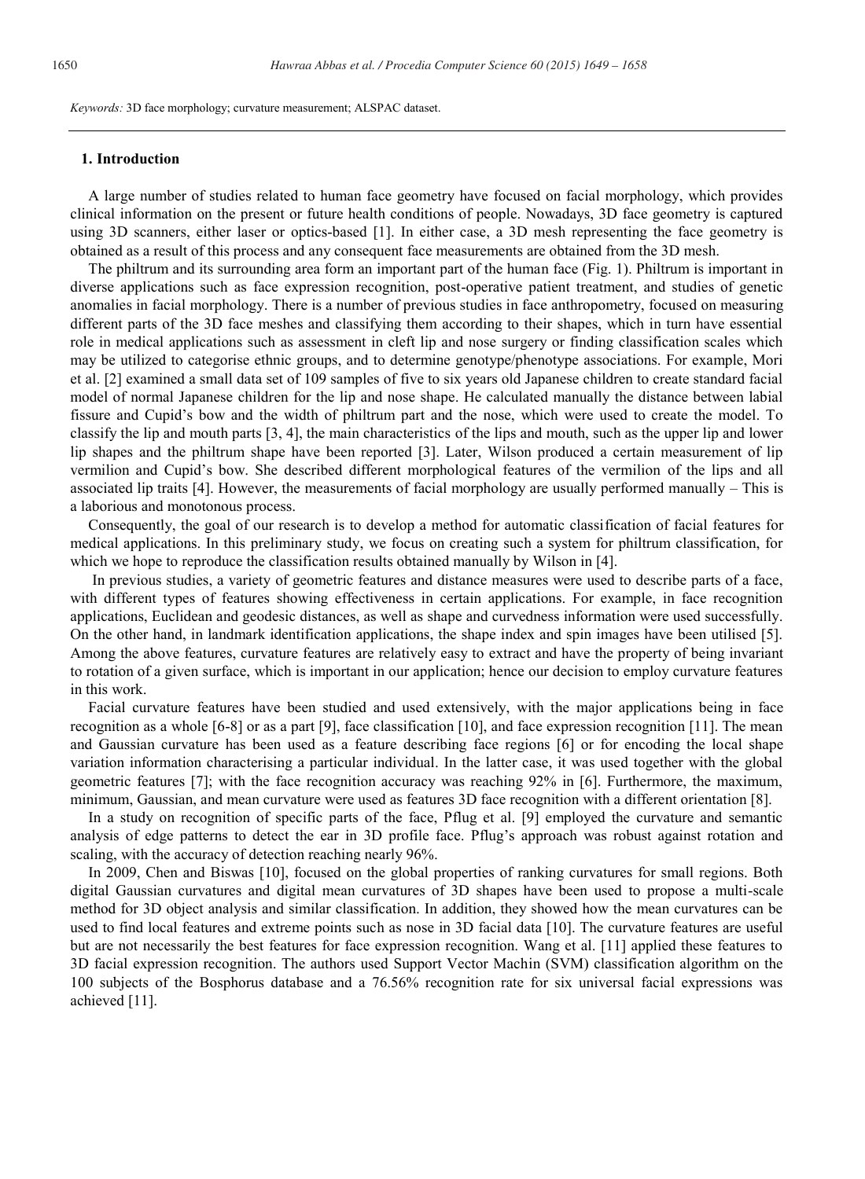*Keywords:* 3D face morphology; curvature measurement; ALSPAC dataset.

## 1. Introduction

A large number of studies related to human face geometry have focused on facial morphology, which provides clinical information on the present or future health conditions of people. Nowadays, 3D face geometry is captured using 3D scanners, either laser or optics-based [1]. In either case, a 3D mesh representing the face geometry is obtained as a result of this process and any consequent face measurements are obtained from the 3D mesh.

The philtrum and its surrounding area form an important part of the human face (Fig. 1). Philtrum is important in diverse applications such as face expression recognition, post-operative patient treatment, and studies of genetic anomalies in facial morphology. There is a number of previous studies in face anthropometry, focused on measuring different parts of the 3D face meshes and classifying them according to their shapes, which in turn have essential role in medical applications such as assessment in cleft lip and nose surgery or finding classification scales which may be utilized to categorise ethnic groups, and to determine genotype/phenotype associations. For example, Mori et al. [2] examined a small data set of 109 samples of five to six years old Japanese children to create standard facial model of normal Japanese children for the lip and nose shape. He calculated manually the distance between labial fissure and Cupid's bow and the width of philtrum part and the nose, which were used to create the model. To classify the lip and mouth parts [3, 4], the main characteristics of the lips and mouth, such as the upper lip and lower lip shapes and the philtrum shape have been reported [3]. Later, Wilson produced a certain measurement of lip vermilion and Cupid's bow. She described different morphological features of the vermilion of the lips and all associated lip traits [4]. However, the measurements of facial morphology are usually performed manually – This is a laborious and monotonous process.

Consequently, the goal of our research is to develop a method for automatic classification of facial features for medical applications. In this preliminary study, we focus on creating such a system for philtrum classification, for which we hope to reproduce the classification results obtained manually by Wilson in [4].

In previous studies, a variety of geometric features and distance measures were used to describe parts of a face, with different types of features showing effectiveness in certain applications. For example, in face recognition applications, Euclidean and geodesic distances, as well as shape and curvedness information were used successfully. On the other hand, in landmark identification applications, the shape index and spin images have been utilised [5]. Among the above features, curvature features are relatively easy to extract and have the property of being invariant to rotation of a given surface, which is important in our application; hence our decision to employ curvature features in this work.

Facial curvature features have been studied and used extensively, with the major applications being in face recognition as a whole [6-8] or as a part [9], face classification [10], and face expression recognition [11]. The mean and Gaussian curvature has been used as a feature describing face regions [6] or for encoding the local shape variation information characterising a particular individual. In the latter case, it was used together with the global geometric features [7]; with the face recognition accuracy was reaching 92% in [6]. Furthermore, the maximum, minimum, Gaussian, and mean curvature were used as features 3D face recognition with a different orientation [8].

In a study on recognition of specific parts of the face, Pflug et al. [9] employed the curvature and semantic analysis of edge patterns to detect the ear in 3D profile face. Pflug's approach was robust against rotation and scaling, with the accuracy of detection reaching nearly 96%.

In 2009, Chen and Biswas [10], focused on the global properties of ranking curvatures for small regions. Both digital Gaussian curvatures and digital mean curvatures of 3D shapes have been used to propose a multi-scale method for 3D object analysis and similar classification. In addition, they showed how the mean curvatures can be used to find local features and extreme points such as nose in 3D facial data [10]. The curvature features are useful but are not necessarily the best features for face expression recognition. Wang et al. [11] applied these features to 3D facial expression recognition. The authors used Support Vector Machin (SVM) classification algorithm on the 100 subjects of the Bosphorus database and a 76.56% recognition rate for six universal facial expressions was achieved [11].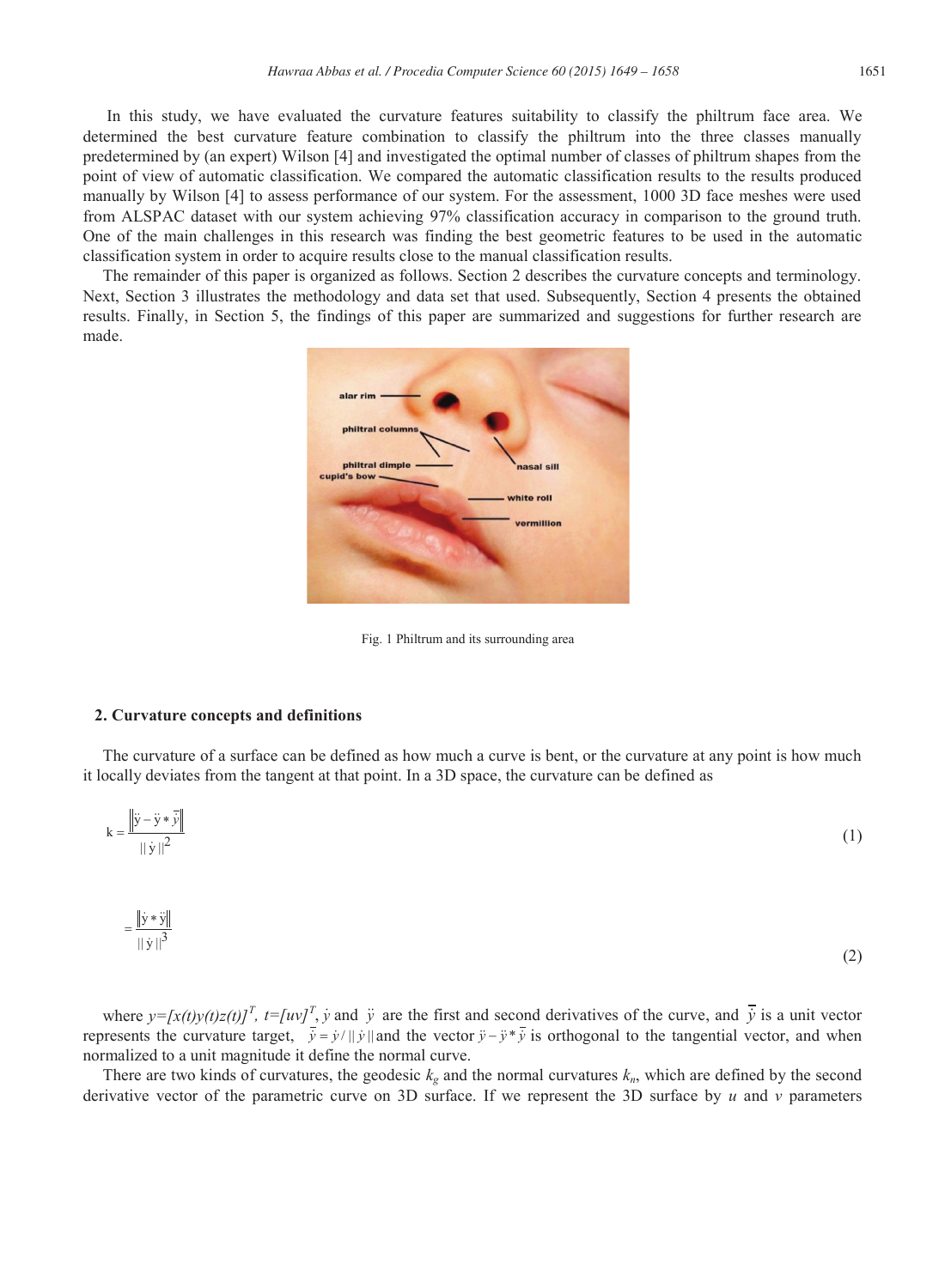In this study, we have evaluated the curvature features suitability to classify the philtrum face area. We determined the best curvature feature combination to classify the philtrum into the three classes manually predetermined by (an expert) Wilson [4] and investigated the optimal number of classes of philtrum shapes from the point of view of automatic classification. We compared the automatic classification results to the results produced manually by Wilson [4] to assess performance of our system. For the assessment, 1000 3D face meshes were used from ALSPAC dataset with our system achieving 97% classification accuracy in comparison to the ground truth. One of the main challenges in this research was finding the best geometric features to be used in the automatic classification system in order to acquire results close to the manual classification results.

The remainder of this paper is organized as follows. Section 2 describes the curvature concepts and terminology. Next, Section 3 illustrates the methodology and data set that used. Subsequently, Section 4 presents the obtained results. Finally, in Section 5, the findings of this paper are summarized and suggestions for further research are made.

Fig. 1 Philtrum and its surrounding area

## 2. Curvature concepts and definitions

The curvature of a surface can be defined as how much a curve is bent, or the curvature at any point is how much it locally deviates from the tangent at that point. In a 3D space, the curvature can be defined as

$$k = \frac{\left\| \ddot{y} - \ddot{y} * \bar{y} \right\|}{\| \dot{y} \|^2} \tag{1}$$

$$= \frac{\left\| \dot{y} * \ddot{y} \right\|}{\| \dot{y} \|^3} \tag{2}$$

where $y=[x(t)y(t)z(t)]^T$, $t=[uv]^T$, $\dot{y}$ and $\ddot{y}$ are the first and second derivatives of the curve, and $\bar{y}$ is a unit vector represents the curvature target, $\bar{y} = \dot{y} / \| \dot{y} \|$ and the vector $\ddot{y} - \ddot{y} * \bar{y}$ is orthogonal to the tangential vector, and when normalized to a unit magnitude it define the normal curve.

There are two kinds of curvatures, the geodesic $k_g$ and the normal curvatures $k_n$, which are defined by the second derivative vector of the parametric curve on 3D surface. If we represent the 3D surface by $u$ and $v$ parameters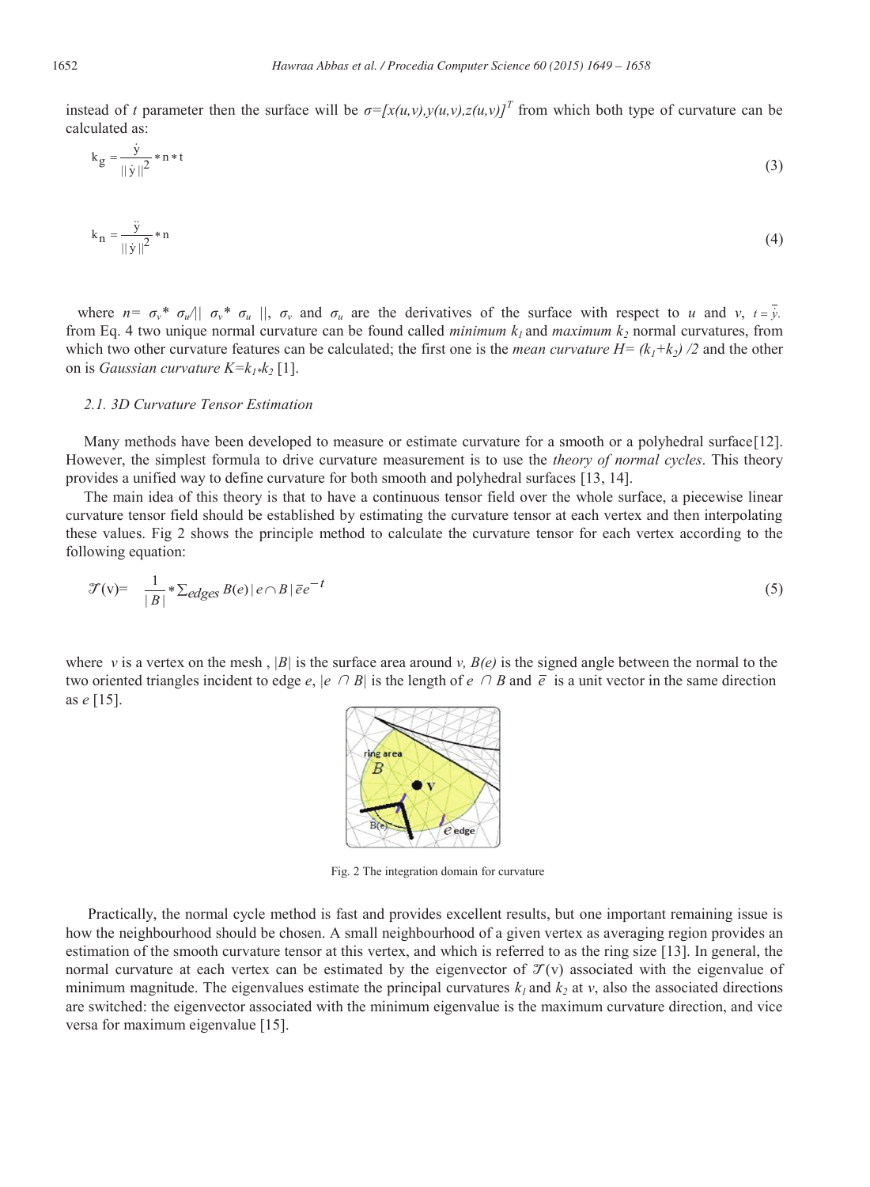instead of *t* parameter then the surface will be $\sigma=[x(u,v),y(u,v),z(u,v)]^T$ from which both type of curvature can be calculated as:

$$k_g = \frac{\dot{y}}{||\dot{y}||^2} * n * t \tag{3}$$

$$k_n = \frac{\ddot{y}}{||\dot{y}||^2} * n \tag{4}$$

where $n= \sigma_v * \sigma_u/|| \sigma_v * \sigma_u ||$, $\sigma_v$ and $\sigma_u$ are the derivatives of the surface with respect to *u* and *v*, $t = \bar{\dot{y}}$. from Eq. 4 two unique normal curvature can be found called *minimum* $k_1$ and *maximum* $k_2$ normal curvatures, from which two other curvature features can be calculated; the first one is the *mean curvature* $H= (k_1+k_2) /2$ and the other on is *Gaussian curvature* $K=k_1*k_2$ [1].

### 2.1. 3D Curvature Tensor Estimation

Many methods have been developed to measure or estimate curvature for a smooth or a polyhedral surface[12]. However, the simplest formula to drive curvature measurement is to use the *theory of normal cycles*. This theory provides a unified way to define curvature for both smooth and polyhedral surfaces [13, 14].

The main idea of this theory is that to have a continuous tensor field over the whole surface, a piecewise linear curvature tensor field should be established by estimating the curvature tensor at each vertex and then interpolating these values. Fig 2 shows the principle method to calculate the curvature tensor for each vertex according to the following equation:

$$\mathcal{T}(v)= \frac{1}{|B|} * \sum_{edges} B(e) |e \cap B| \bar{e} e^{-t} \tag{5}$$

where *v* is a vertex on the mesh , $|B|$ is the surface area around *v, B(e)* is the signed angle between the normal to the two oriented triangles incident to edge *e*, $|e \cap B|$ is the length of $e \cap B$ and $\bar{e}$ is a unit vector in the same direction as *e* [15].

Fig. 2 The integration domain for curvature

Practically, the normal cycle method is fast and provides excellent results, but one important remaining issue is how the neighbourhood should be chosen. A small neighbourhood of a given vertex as averaging region provides an estimation of the smooth curvature tensor at this vertex, and which is referred to as the ring size [13]. In general, the normal curvature at each vertex can be estimated by the eigenvector of $\mathcal{T}(v)$ associated with the eigenvalue of minimum magnitude. The eigenvalues estimate the principal curvatures $k_1$ and $k_2$ at *v*, also the associated directions are switched: the eigenvector associated with the minimum eigenvalue is the maximum curvature direction, and vice versa for maximum eigenvalue [15].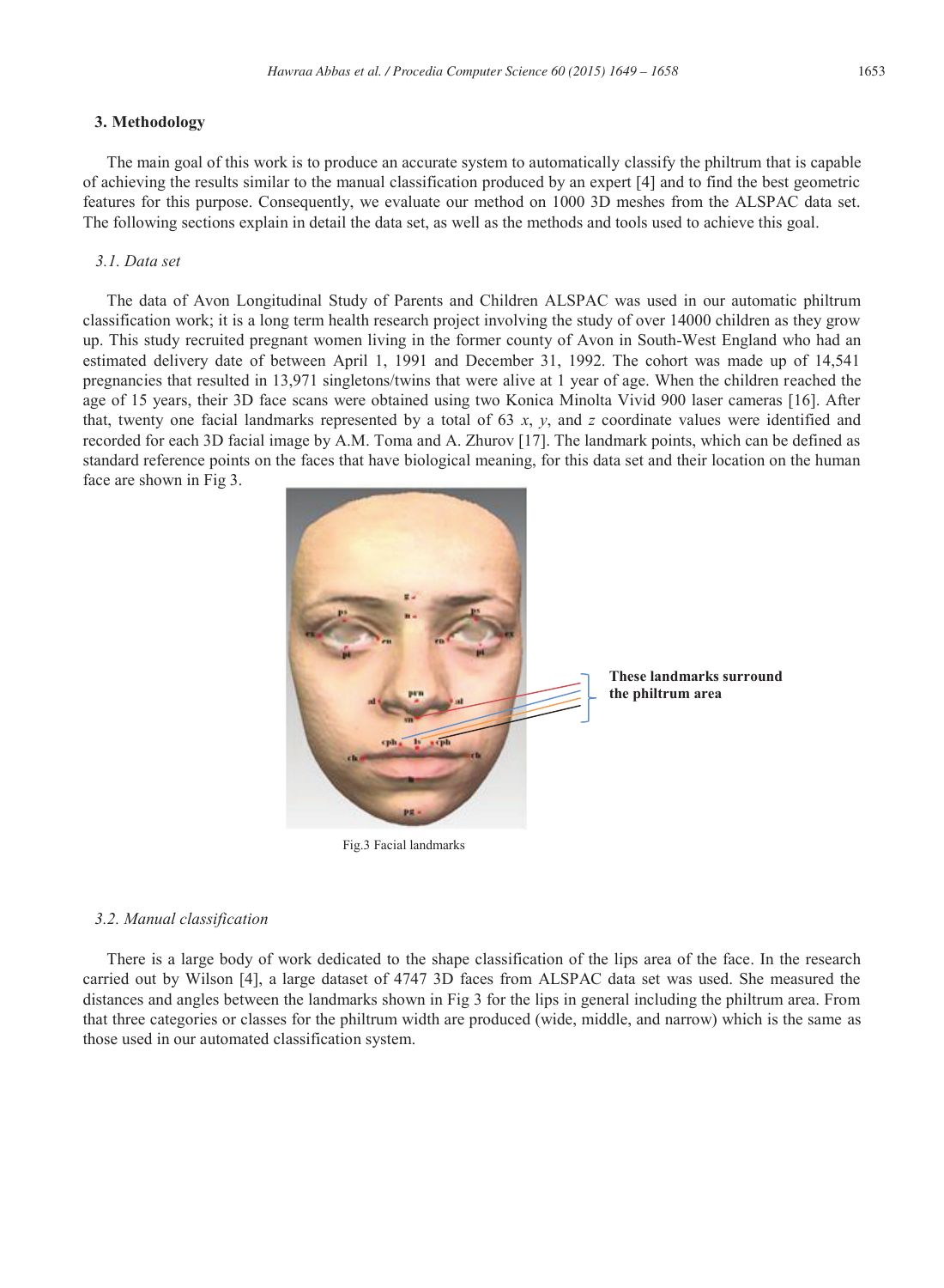## 3. Methodology

The main goal of this work is to produce an accurate system to automatically classify the philtrum that is capable of achieving the results similar to the manual classification produced by an expert [4] and to find the best geometric features for this purpose. Consequently, we evaluate our method on 1000 3D meshes from the ALSPAC data set. The following sections explain in detail the data set, as well as the methods and tools used to achieve this goal.

### *3.1. Data set*

The data of Avon Longitudinal Study of Parents and Children ALSPAC was used in our automatic philtrum classification work; it is a long term health research project involving the study of over 14000 children as they grow up. This study recruited pregnant women living in the former county of Avon in South-West England who had an estimated delivery date of between April 1, 1991 and December 31, 1992. The cohort was made up of 14,541 pregnancies that resulted in 13,971 singletons/twins that were alive at 1 year of age. When the children reached the age of 15 years, their 3D face scans were obtained using two Konica Minolta Vivid 900 laser cameras [16]. After that, twenty one facial landmarks represented by a total of 63 $x$, $y$, and $z$ coordinate values were identified and recorded for each 3D facial image by A.M. Toma and A. Zhurov [17]. The landmark points, which can be defined as standard reference points on the faces that have biological meaning, for this data set and their location on the human face are shown in Fig 3.

**These landmarks surround the philtrum area**

Fig.3 Facial landmarks

### *3.2. Manual classification*

There is a large body of work dedicated to the shape classification of the lips area of the face. In the research carried out by Wilson [4], a large dataset of 4747 3D faces from ALSPAC data set was used. She measured the distances and angles between the landmarks shown in Fig 3 for the lips in general including the philtrum area. From that three categories or classes for the philtrum width are produced (wide, middle, and narrow) which is the same as those used in our automated classification system.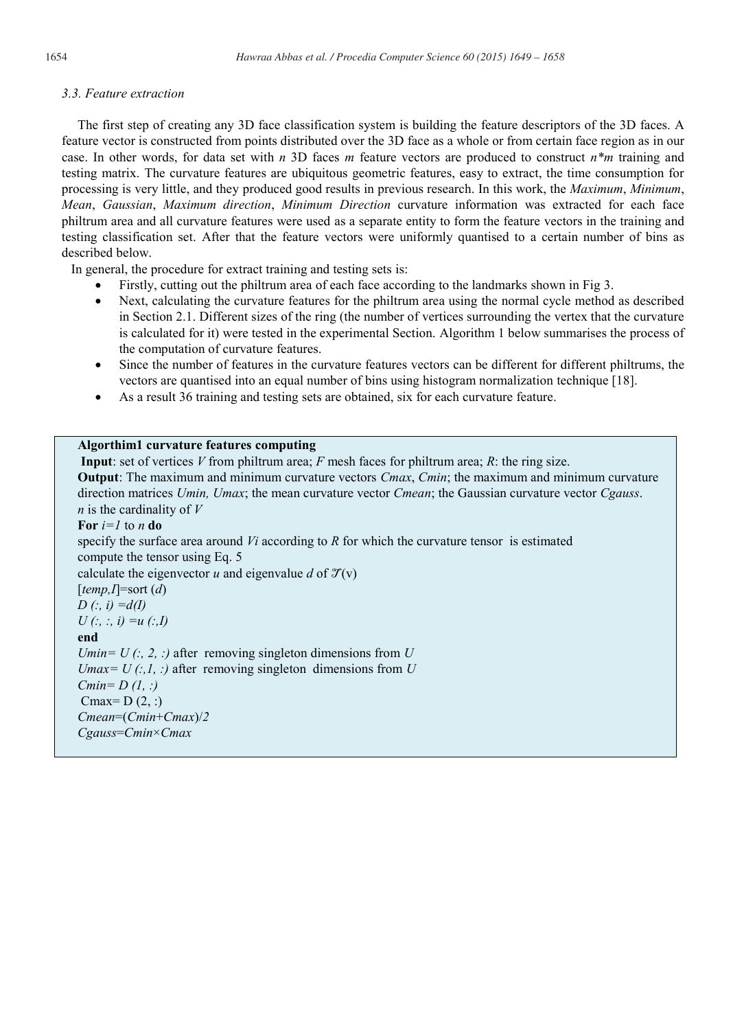### 3.3. Feature extraction

The first step of creating any 3D face classification system is building the feature descriptors of the 3D faces. A feature vector is constructed from points distributed over the 3D face as a whole or from certain face region as in our case. In other words, for data set with *n* 3D faces *m* feature vectors are produced to construct *n\*m* training and testing matrix. The curvature features are ubiquitous geometric features, easy to extract, the time consumption for processing is very little, and they produced good results in previous research. In this work, the *Maximum*, *Minimum*, *Mean*, *Gaussian*, *Maximum direction*, *Minimum Direction* curvature information was extracted for each face philtrum area and all curvature features were used as a separate entity to form the feature vectors in the training and testing classification set. After that the feature vectors were uniformly quantised to a certain number of bins as described below.

In general, the procedure for extract training and testing sets is:

- Firstly, cutting out the philtrum area of each face according to the landmarks shown in Fig 3.
- Next, calculating the curvature features for the philtrum area using the normal cycle method as described in Section 2.1. Different sizes of the ring (the number of vertices surrounding the vertex that the curvature is calculated for it) were tested in the experimental Section. Algorithm 1 below summarises the process of the computation of curvature features.
- Since the number of features in the curvature features vectors can be different for different philtrums, the vectors are quantised into an equal number of bins using histogram normalization technique [18].
- As a result 36 training and testing sets are obtained, six for each curvature feature.

**Algorithim1 curvature features computing**

**Input**: set of vertices *V* from philtrum area; *F* mesh faces for philtrum area; *R*: the ring size.

**Output**: The maximum and minimum curvature vectors *Cmax*, *Cmin*; the maximum and minimum curvature direction matrices *Umin, Umax*; the mean curvature vector *Cmean*; the Gaussian curvature vector *Cgauss*.

*n* is the cardinality of *V*

**For** *i=1* to *n* **do**

specify the surface area around *Vi* according to *R* for which the curvature tensor is estimated

compute the tensor using Eq. 5

calculate the eigenvector *u* and eigenvalue *d* of $\mathcal{T}(v)$

[*temp,I*]=sort (*d*)

*D (:, i) =d(I)*

*U (:, :, i) =u (:,I)*

**end**

*Umin= U (:, 2, :)* after removing singleton dimensions from *U*

*Umax= U (:,1, :)* after removing singleton dimensions from *U*

*Cmin= D (1, :)*

Cmax= D (2, :)

*Cmean*=(*Cmin*+*Cmax*)/*2*

*Cgauss*=*Cmin*×*Cmax*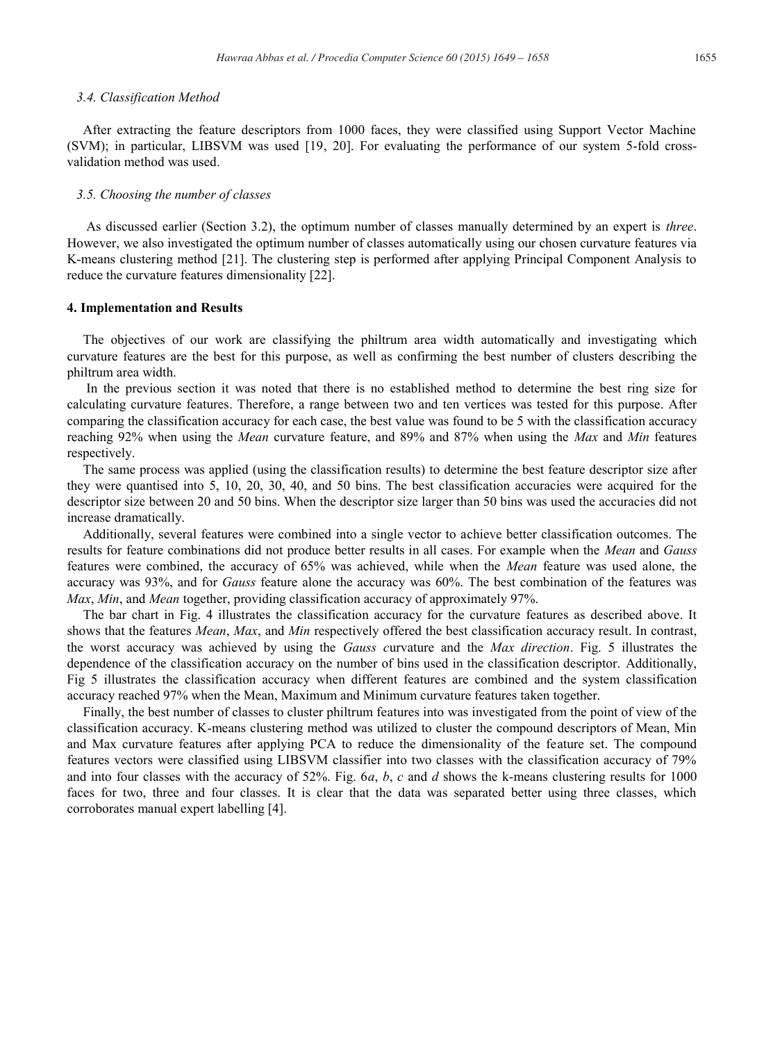### 3.4. Classification Method

After extracting the feature descriptors from 1000 faces, they were classified using Support Vector Machine (SVM); in particular, LIBSVM was used [19, 20]. For evaluating the performance of our system 5-fold cross-validation method was used.

### 3.5. Choosing the number of classes

As discussed earlier (Section 3.2), the optimum number of classes manually determined by an expert is *three*. However, we also investigated the optimum number of classes automatically using our chosen curvature features via K-means clustering method [21]. The clustering step is performed after applying Principal Component Analysis to reduce the curvature features dimensionality [22].

## 4. Implementation and Results

The objectives of our work are classifying the philtrum area width automatically and investigating which curvature features are the best for this purpose, as well as confirming the best number of clusters describing the philtrum area width.

In the previous section it was noted that there is no established method to determine the best ring size for calculating curvature features. Therefore, a range between two and ten vertices was tested for this purpose. After comparing the classification accuracy for each case, the best value was found to be 5 with the classification accuracy reaching 92% when using the *Mean* curvature feature, and 89% and 87% when using the *Max* and *Min* features respectively.

The same process was applied (using the classification results) to determine the best feature descriptor size after they were quantised into 5, 10, 20, 30, 40, and 50 bins. The best classification accuracies were acquired for the descriptor size between 20 and 50 bins. When the descriptor size larger than 50 bins was used the accuracies did not increase dramatically.

Additionally, several features were combined into a single vector to achieve better classification outcomes. The results for feature combinations did not produce better results in all cases. For example when the *Mean* and *Gauss* features were combined, the accuracy of 65% was achieved, while when the *Mean* feature was used alone, the accuracy was 93%, and for *Gauss* feature alone the accuracy was 60%. The best combination of the features was *Max*, *Min*, and *Mean* together, providing classification accuracy of approximately 97%.

The bar chart in Fig. 4 illustrates the classification accuracy for the curvature features as described above. It shows that the features *Mean*, *Max*, and *Min* respectively offered the best classification accuracy result. In contrast, the worst accuracy was achieved by using the *Gauss c*urvature and the *Max direction*. Fig. 5 illustrates the dependence of the classification accuracy on the number of bins used in the classification descriptor. Additionally, Fig 5 illustrates the classification accuracy when different features are combined and the system classification accuracy reached 97% when the Mean, Maximum and Minimum curvature features taken together.

Finally, the best number of classes to cluster philtrum features into was investigated from the point of view of the classification accuracy. K-means clustering method was utilized to cluster the compound descriptors of Mean, Min and Max curvature features after applying PCA to reduce the dimensionality of the feature set. The compound features vectors were classified using LIBSVM classifier into two classes with the classification accuracy of 79% and into four classes with the accuracy of 52%. Fig. 6*a*, *b*, *c* and *d* shows the k-means clustering results for 1000 faces for two, three and four classes. It is clear that the data was separated better using three classes, which corroborates manual expert labelling [4].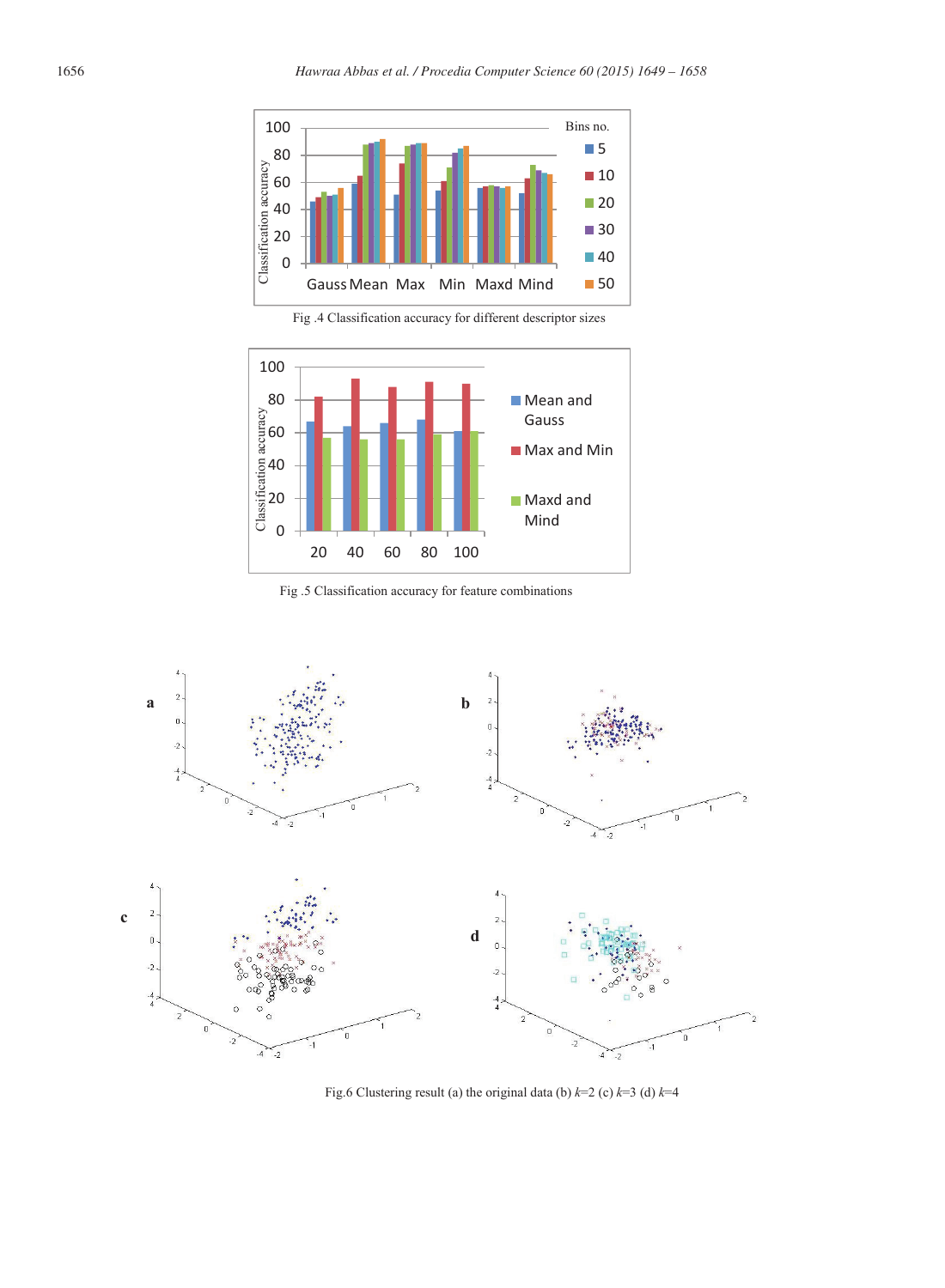Fig .4 Classification accuracy for different descriptor sizes

Fig .5 Classification accuracy for feature combinations

Fig.6 Clustering result (a) the original data (b) $k$=2 (c) $k$=3 (d) $k$=4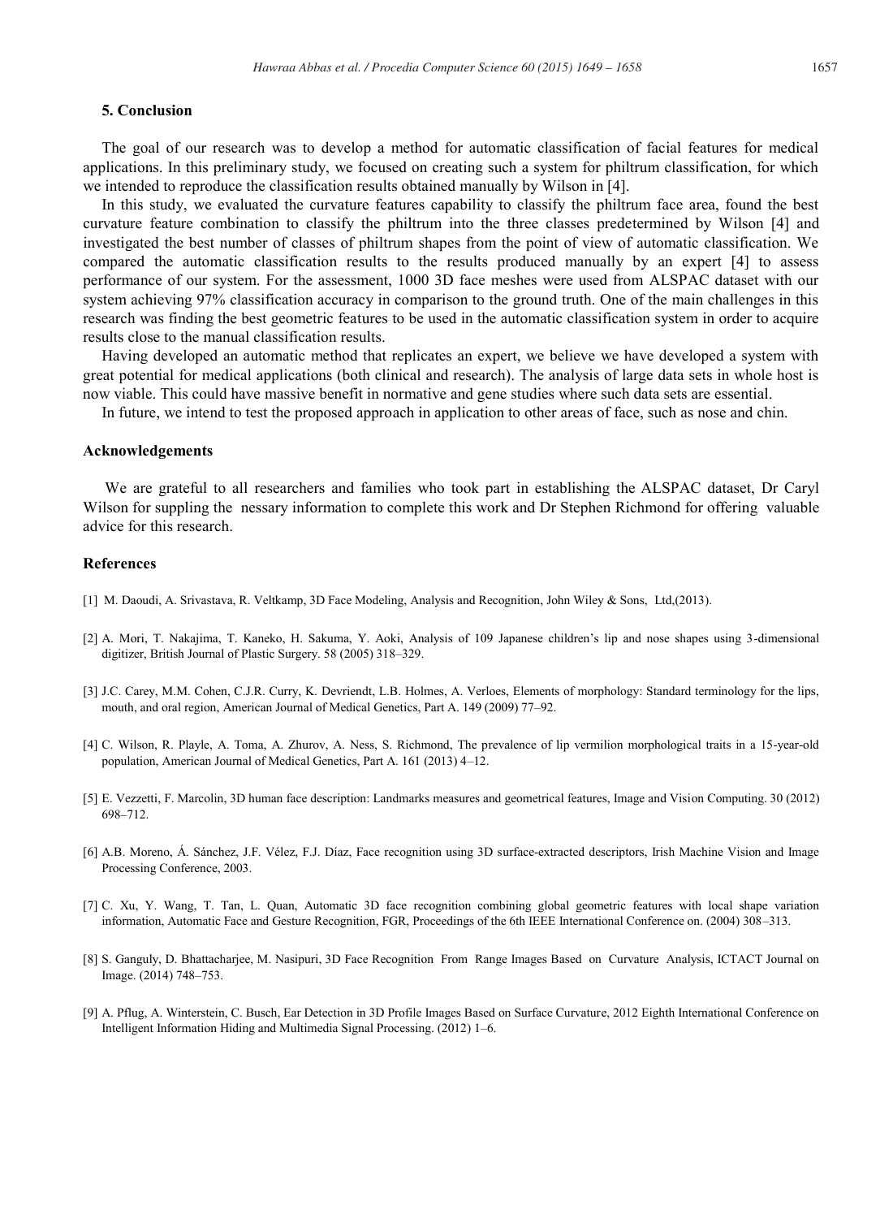## 5. Conclusion

The goal of our research was to develop a method for automatic classification of facial features for medical applications. In this preliminary study, we focused on creating such a system for philtrum classification, for which we intended to reproduce the classification results obtained manually by Wilson in [4].

In this study, we evaluated the curvature features capability to classify the philtrum face area, found the best curvature feature combination to classify the philtrum into the three classes predetermined by Wilson [4] and investigated the best number of classes of philtrum shapes from the point of view of automatic classification. We compared the automatic classification results to the results produced manually by an expert [4] to assess performance of our system. For the assessment, 1000 3D face meshes were used from ALSPAC dataset with our system achieving 97% classification accuracy in comparison to the ground truth. One of the main challenges in this research was finding the best geometric features to be used in the automatic classification system in order to acquire results close to the manual classification results.

Having developed an automatic method that replicates an expert, we believe we have developed a system with great potential for medical applications (both clinical and research). The analysis of large data sets in whole host is now viable. This could have massive benefit in normative and gene studies where such data sets are essential.

In future, we intend to test the proposed approach in application to other areas of face, such as nose and chin.

## Acknowledgements

We are grateful to all researchers and families who took part in establishing the ALSPAC dataset, Dr Caryl Wilson for suppling the nessary information to complete this work and Dr Stephen Richmond for offering valuable advice for this research.

## References

[1] M. Daoudi, A. Srivastava, R. Veltkamp, 3D Face Modeling, Analysis and Recognition, John Wiley & Sons, Ltd,(2013).

[2] A. Mori, T. Nakajima, T. Kaneko, H. Sakuma, Y. Aoki, Analysis of 109 Japanese children's lip and nose shapes using 3-dimensional digitizer, British Journal of Plastic Surgery. 58 (2005) 318–329.

[3] J.C. Carey, M.M. Cohen, C.J.R. Curry, K. Devriendt, L.B. Holmes, A. Verloes, Elements of morphology: Standard terminology for the lips, mouth, and oral region, American Journal of Medical Genetics, Part A. 149 (2009) 77–92.

[4] C. Wilson, R. Playle, A. Toma, A. Zhurov, A. Ness, S. Richmond, The prevalence of lip vermilion morphological traits in a 15-year-old population, American Journal of Medical Genetics, Part A. 161 (2013) 4–12.

[5] E. Vezzetti, F. Marcolin, 3D human face description: Landmarks measures and geometrical features, Image and Vision Computing. 30 (2012) 698–712.

[6] A.B. Moreno, Á. Sánchez, J.F. Vélez, F.J. Díaz, Face recognition using 3D surface-extracted descriptors, Irish Machine Vision and Image Processing Conference, 2003.

[7] C. Xu, Y. Wang, T. Tan, L. Quan, Automatic 3D face recognition combining global geometric features with local shape variation information, Automatic Face and Gesture Recognition, FGR, Proceedings of the 6th IEEE International Conference on. (2004) 308–313.

[8] S. Ganguly, D. Bhattacharjee, M. Nasipuri, 3D Face Recognition From Range Images Based on Curvature Analysis, ICTACT Journal on Image. (2014) 748–753.

[9] A. Pflug, A. Winterstein, C. Busch, Ear Detection in 3D Profile Images Based on Surface Curvature, 2012 Eighth International Conference on Intelligent Information Hiding and Multimedia Signal Processing. (2012) 1–6.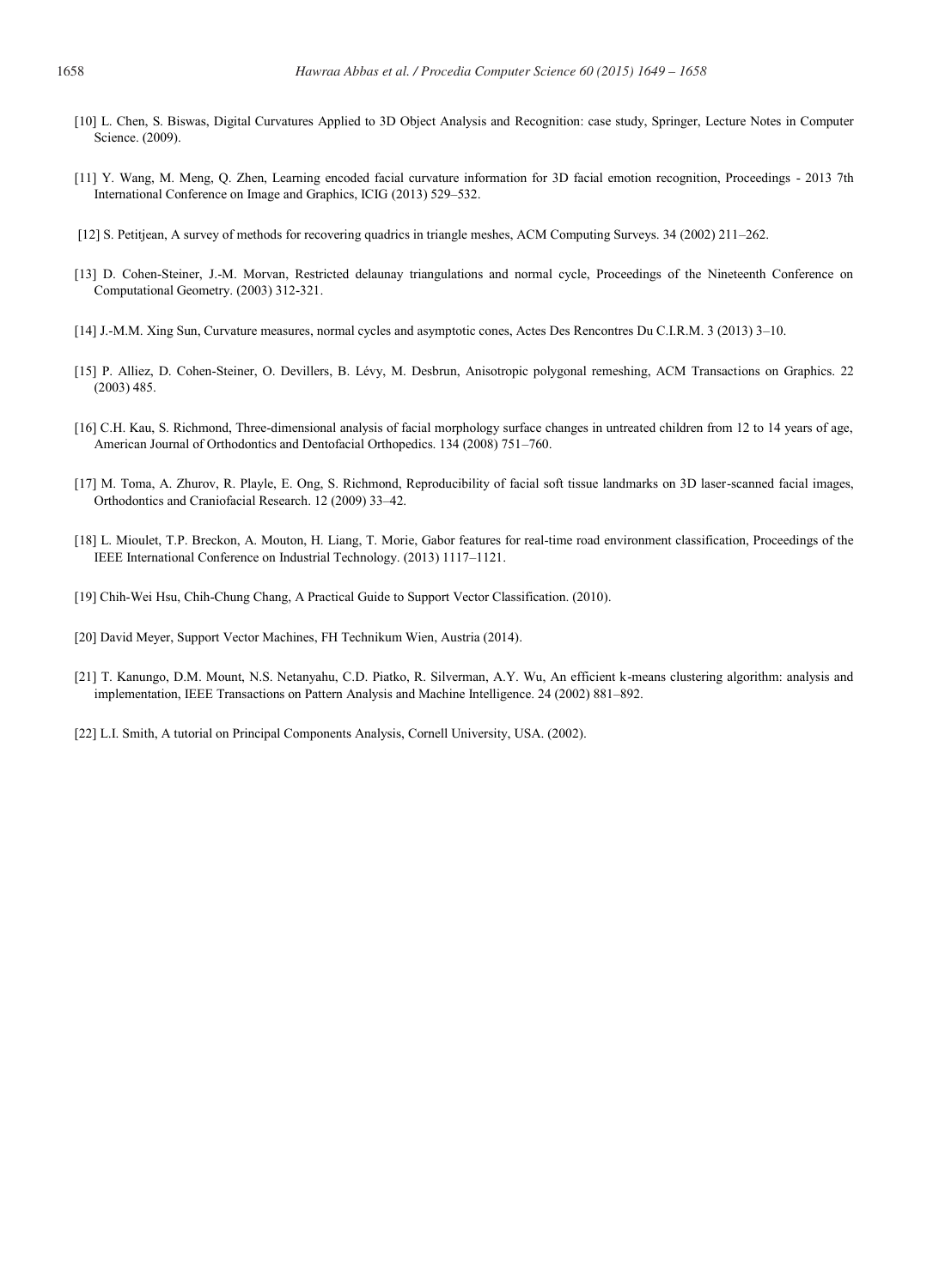[10] L. Chen, S. Biswas, Digital Curvatures Applied to 3D Object Analysis and Recognition: case study, Springer, Lecture Notes in Computer Science. (2009).

[11] Y. Wang, M. Meng, Q. Zhen, Learning encoded facial curvature information for 3D facial emotion recognition, Proceedings - 2013 7th International Conference on Image and Graphics, ICIG (2013) 529–532.

[12] S. Petitjean, A survey of methods for recovering quadrics in triangle meshes, ACM Computing Surveys. 34 (2002) 211–262.

[13] D. Cohen-Steiner, J.-M. Morvan, Restricted delaunay triangulations and normal cycle, Proceedings of the Nineteenth Conference on Computational Geometry. (2003) 312-321.

[14] J.-M.M. Xing Sun, Curvature measures, normal cycles and asymptotic cones, Actes Des Rencontres Du C.I.R.M. 3 (2013) 3–10.

[15] P. Alliez, D. Cohen-Steiner, O. Devillers, B. Lévy, M. Desbrun, Anisotropic polygonal remeshing, ACM Transactions on Graphics. 22 (2003) 485.

[16] C.H. Kau, S. Richmond, Three-dimensional analysis of facial morphology surface changes in untreated children from 12 to 14 years of age, American Journal of Orthodontics and Dentofacial Orthopedics. 134 (2008) 751–760.

[17] M. Toma, A. Zhurov, R. Playle, E. Ong, S. Richmond, Reproducibility of facial soft tissue landmarks on 3D laser-scanned facial images, Orthodontics and Craniofacial Research. 12 (2009) 33–42.

[18] L. Mioulet, T.P. Breckon, A. Mouton, H. Liang, T. Morie, Gabor features for real-time road environment classification, Proceedings of the IEEE International Conference on Industrial Technology. (2013) 1117–1121.

[19] Chih-Wei Hsu, Chih-Chung Chang, A Practical Guide to Support Vector Classification. (2010).

[20] David Meyer, Support Vector Machines, FH Technikum Wien, Austria (2014).

[21] T. Kanungo, D.M. Mount, N.S. Netanyahu, C.D. Piatko, R. Silverman, A.Y. Wu, An efficient k-means clustering algorithm: analysis and implementation, IEEE Transactions on Pattern Analysis and Machine Intelligence. 24 (2002) 881–892.

[22] L.I. Smith, A tutorial on Principal Components Analysis, Cornell University, USA. (2002).